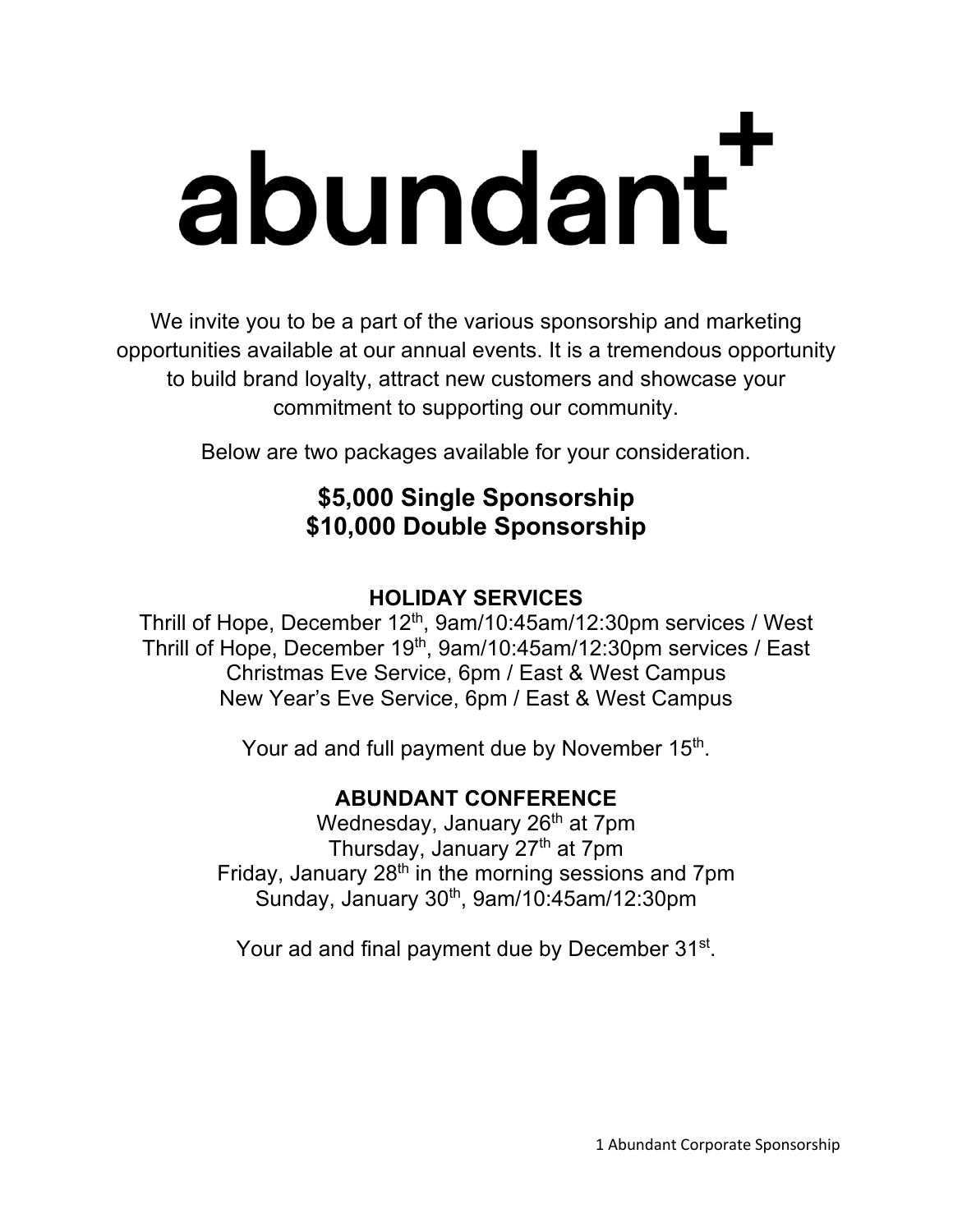# abundant+

We invite you to be a part of the various sponsorship and marketing opportunities available at our annual events. It is a tremendous opportunity to build brand loyalty, attract new customers and showcase your commitment to supporting our community.

Below are two packages available for your consideration.

**$5,000 Single Sponsorship**
**$10,000 Double Sponsorship**

## HOLIDAY SERVICES

Thrill of Hope, December 12th, 9am/10:45am/12:30pm services / West
Thrill of Hope, December 19th, 9am/10:45am/12:30pm services / East
Christmas Eve Service, 6pm / East & West Campus
New Year's Eve Service, 6pm / East & West Campus

Your ad and full payment due by November 15th.

## ABUNDANT CONFERENCE

Wednesday, January 26th at 7pm
Thursday, January 27th at 7pm
Friday, January 28th in the morning sessions and 7pm
Sunday, January 30th, 9am/10:45am/12:30pm

Your ad and final payment due by December 31st.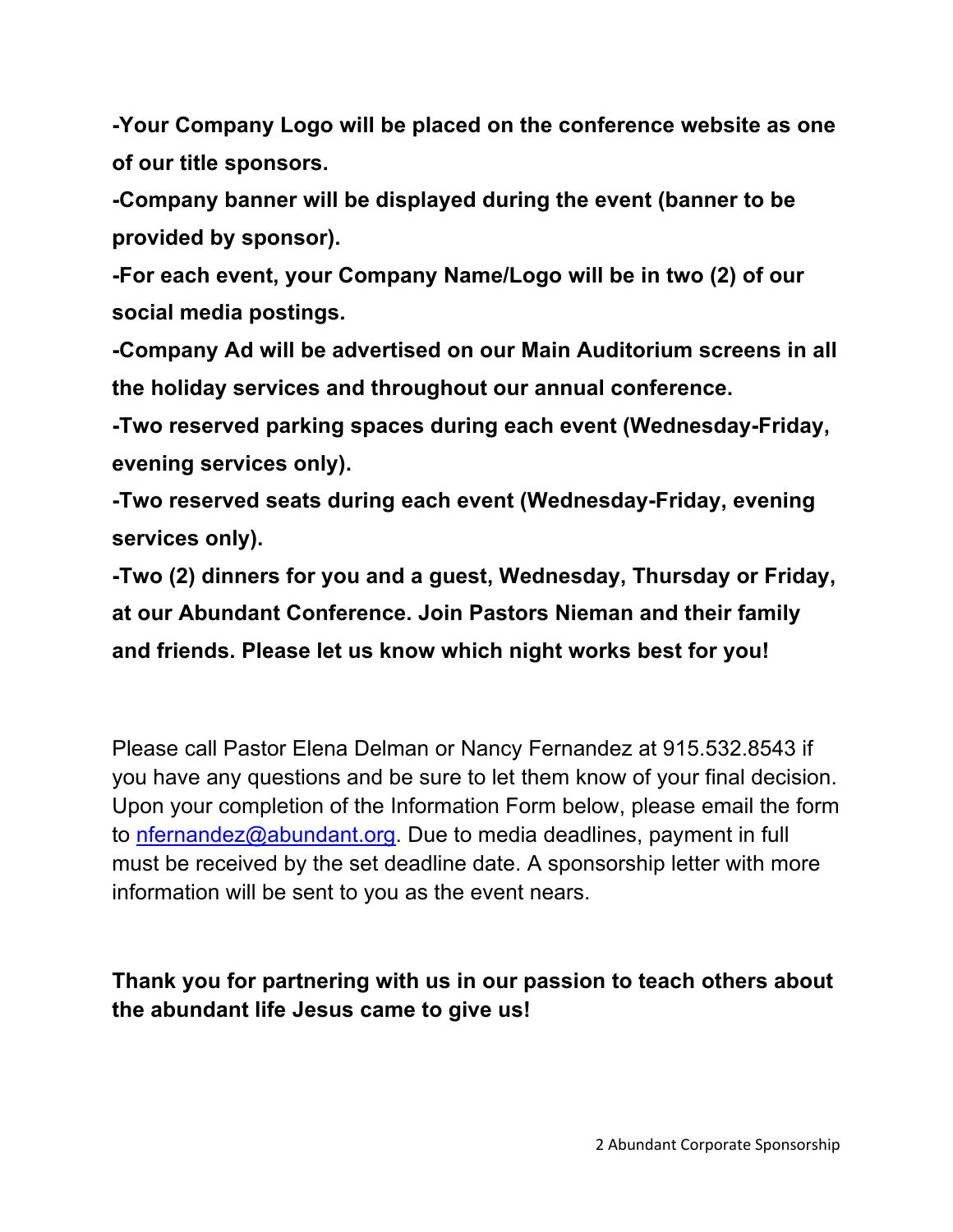**-Your Company Logo will be placed on the conference website as one of our title sponsors.**

**-Company banner will be displayed during the event (banner to be provided by sponsor).**

**-For each event, your Company Name/Logo will be in two (2) of our social media postings.**

**-Company Ad will be advertised on our Main Auditorium screens in all the holiday services and throughout our annual conference.**

**-Two reserved parking spaces during each event (Wednesday-Friday, evening services only).**

**-Two reserved seats during each event (Wednesday-Friday, evening services only).**

**-Two (2) dinners for you and a guest, Wednesday, Thursday or Friday, at our Abundant Conference. Join Pastors Nieman and their family and friends. Please let us know which night works best for you!**

Please call Pastor Elena Delman or Nancy Fernandez at 915.532.8543 if you have any questions and be sure to let them know of your final decision. Upon your completion of the Information Form below, please email the form to [nfernandez@abundant.org](mailto:nfernandez@abundant.org). Due to media deadlines, payment in full must be received by the set deadline date. A sponsorship letter with more information will be sent to you as the event nears.

**Thank you for partnering with us in our passion to teach others about the abundant life Jesus came to give us!**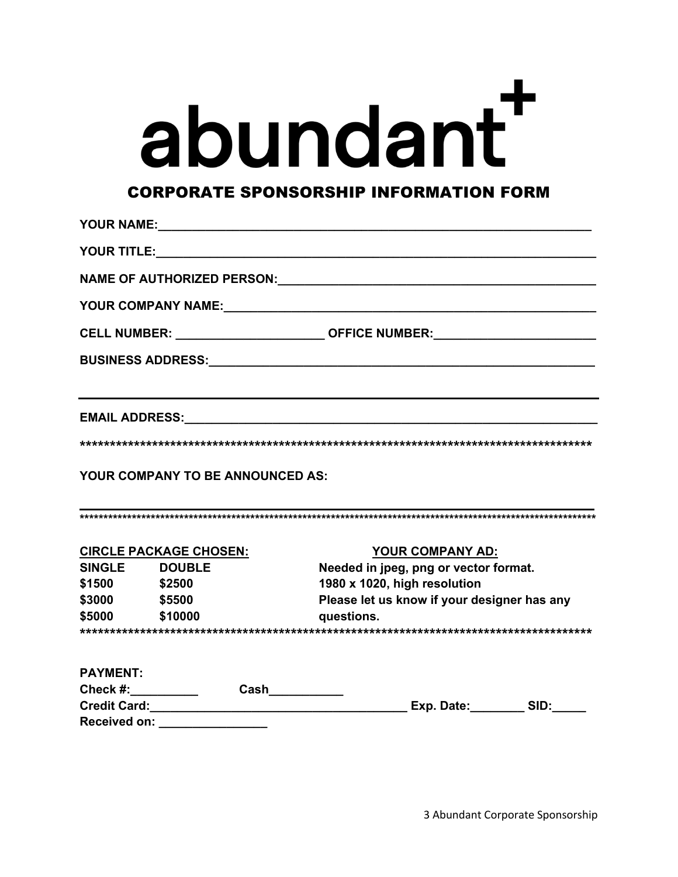# abundant+

## CORPORATE SPONSORSHIP INFORMATION FORM

**YOUR NAME:**_______________________________________________________________

**YOUR TITLE:**_______________________________________________________________

**NAME OF AUTHORIZED PERSON:**_____________________________________________

**YOUR COMPANY NAME:**________________________________________________________

**CELL NUMBER:** _____________________ **OFFICE NUMBER:**_______________________

**BUSINESS ADDRESS:**_________________________________________________________

_____________________________________________________________________________

**EMAIL ADDRESS:**____________________________________________________________

**************************************************************************************

**YOUR COMPANY TO BE ANNOUNCED AS:**

_____________________________________________________________________________

**************************************************************************************

**CIRCLE PACKAGE CHOSEN:**

| SINGLE | DOUBLE |
|---|---|
| $1500 | $2500 |
| $3000 | $5500 |
| $5000 | $10000 |

**YOUR COMPANY AD:**

**Needed in jpeg, png or vector format.**
**1980 x 1020, high resolution**
**Please let us know if your designer has any questions.**

**************************************************************************************

**PAYMENT:**

**Check #:**__________ **Cash**___________

**Credit Card:**_____________________________________ **Exp. Date:**________ **SID:**_____

**Received on:** ________________